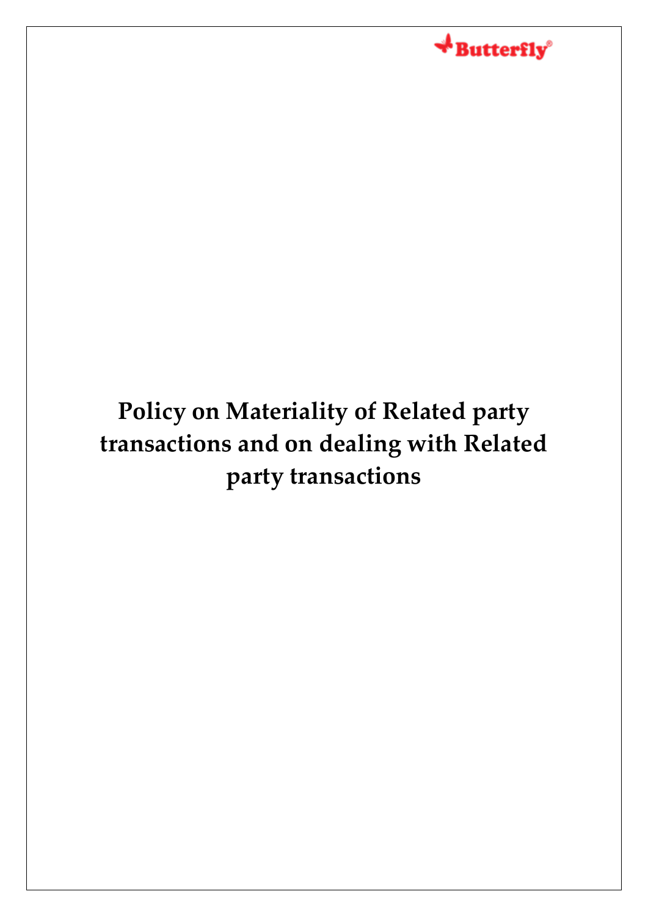Butterfly®

# Policy on Materiality of Related party transactions and on dealing with Related party transactions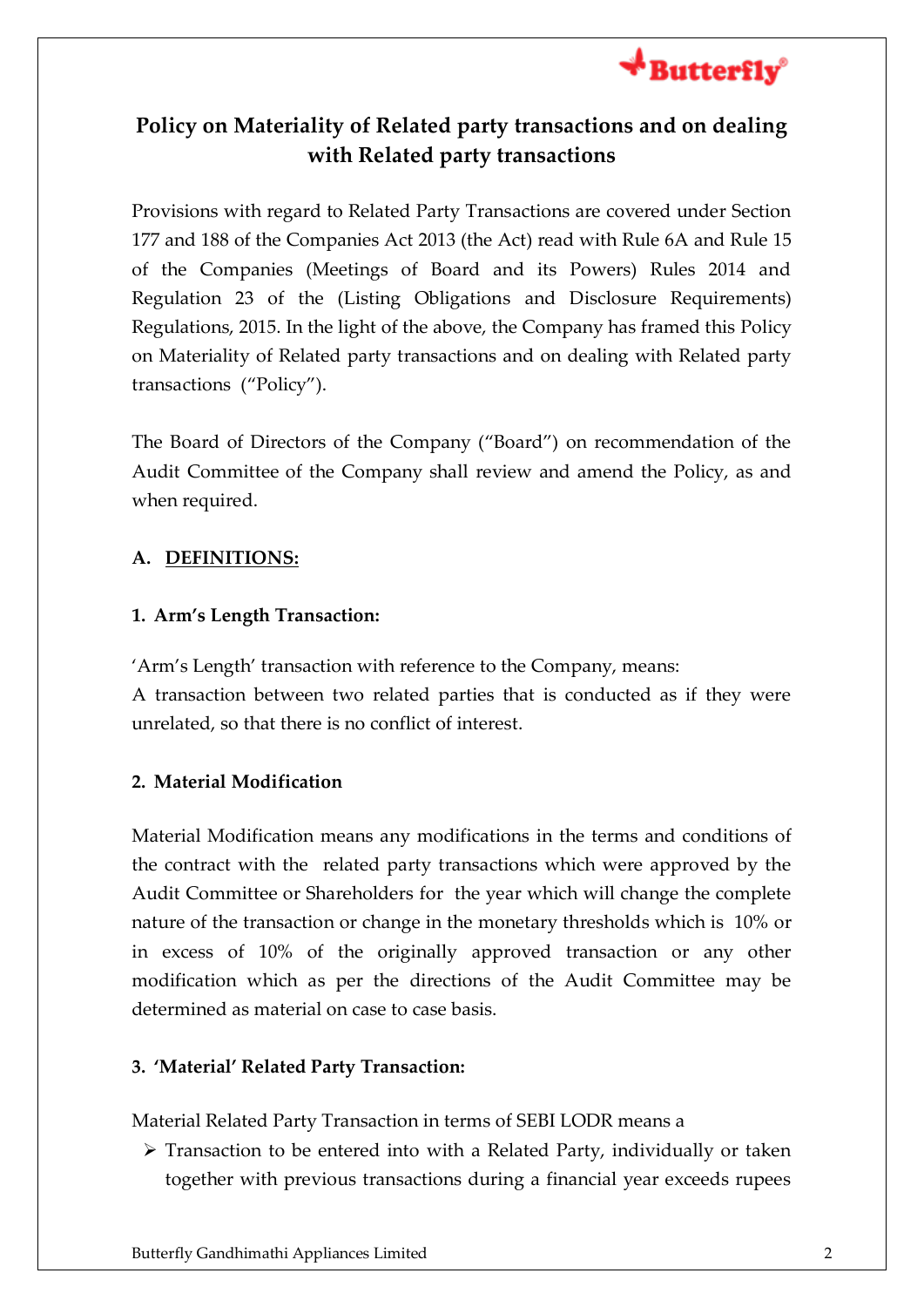## Policy on Materiality of Related party transactions and on dealing with Related party transactions

Provisions with regard to Related Party Transactions are covered under Section 177 and 188 of the Companies Act 2013 (the Act) read with Rule 6A and Rule 15 of the Companies (Meetings of Board and its Powers) Rules 2014 and Regulation 23 of the (Listing Obligations and Disclosure Requirements) Regulations, 2015. In the light of the above, the Company has framed this Policy on Materiality of Related party transactions and on dealing with Related party transactions ("Policy").

The Board of Directors of the Company ("Board") on recommendation of the Audit Committee of the Company shall review and amend the Policy, as and when required.

### A. DEFINITIONS:

**1. Arm's Length Transaction:**

'Arm's Length' transaction with reference to the Company, means:
A transaction between two related parties that is conducted as if they were unrelated, so that there is no conflict of interest.

**2. Material Modification**

Material Modification means any modifications in the terms and conditions of the contract with the related party transactions which were approved by the Audit Committee or Shareholders for the year which will change the complete nature of the transaction or change in the monetary thresholds which is 10% or in excess of 10% of the originally approved transaction or any other modification which as per the directions of the Audit Committee may be determined as material on case to case basis.

**3. 'Material' Related Party Transaction:**

Material Related Party Transaction in terms of SEBI LODR means a

- Transaction to be entered into with a Related Party, individually or taken together with previous transactions during a financial year exceeds rupees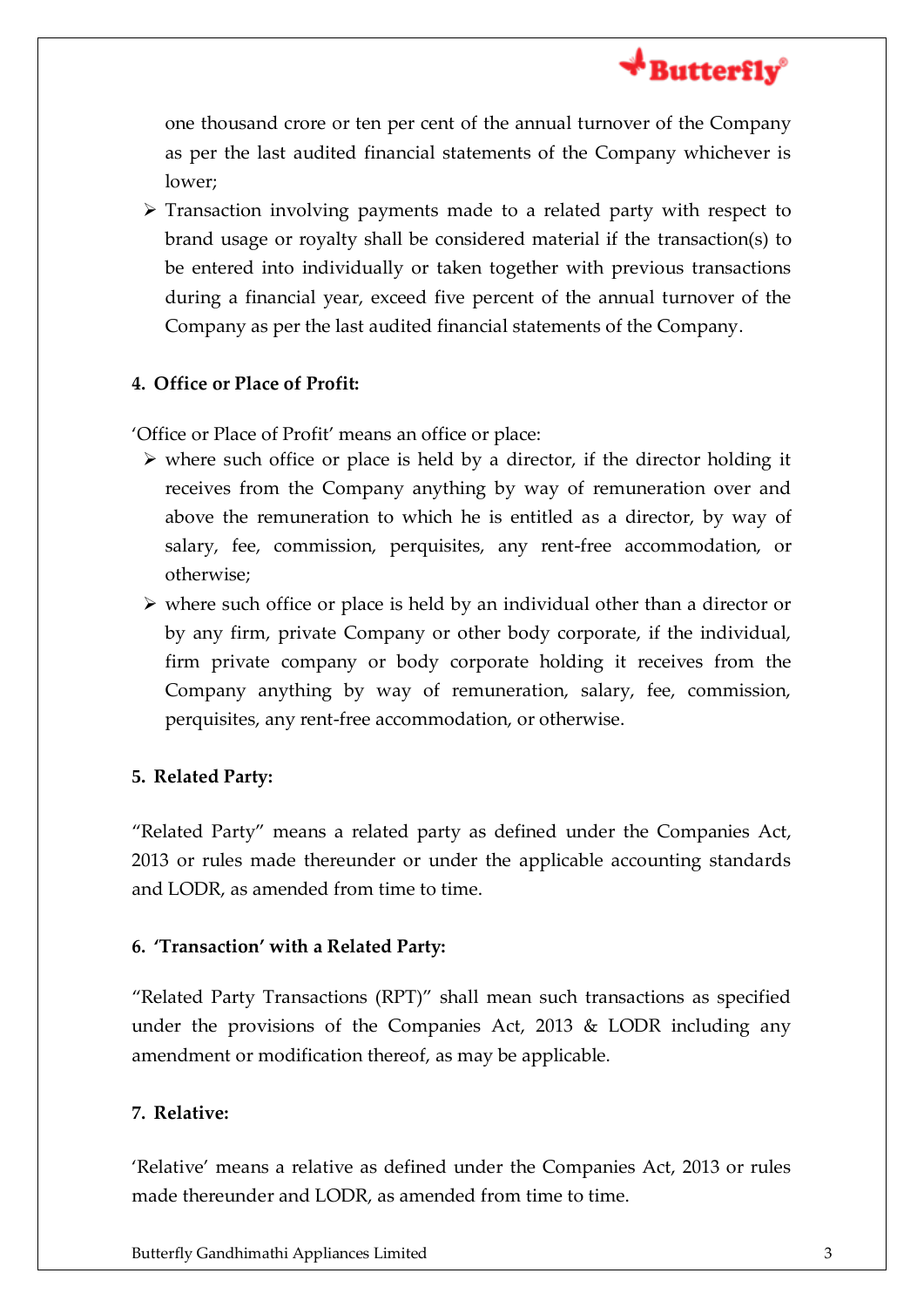one thousand crore or ten per cent of the annual turnover of the Company as per the last audited financial statements of the Company whichever is lower;

- Transaction involving payments made to a related party with respect to brand usage or royalty shall be considered material if the transaction(s) to be entered into individually or taken together with previous transactions during a financial year, exceed five percent of the annual turnover of the Company as per the last audited financial statements of the Company.

**4. Office or Place of Profit:**

'Office or Place of Profit' means an office or place:

- where such office or place is held by a director, if the director holding it receives from the Company anything by way of remuneration over and above the remuneration to which he is entitled as a director, by way of salary, fee, commission, perquisites, any rent-free accommodation, or otherwise;
- where such office or place is held by an individual other than a director or by any firm, private Company or other body corporate, if the individual, firm private company or body corporate holding it receives from the Company anything by way of remuneration, salary, fee, commission, perquisites, any rent-free accommodation, or otherwise.

**5. Related Party:**

"Related Party" means a related party as defined under the Companies Act, 2013 or rules made thereunder or under the applicable accounting standards and LODR, as amended from time to time.

**6. 'Transaction' with a Related Party:**

"Related Party Transactions (RPT)" shall mean such transactions as specified under the provisions of the Companies Act, 2013 & LODR including any amendment or modification thereof, as may be applicable.

**7. Relative:**

'Relative' means a relative as defined under the Companies Act, 2013 or rules made thereunder and LODR, as amended from time to time.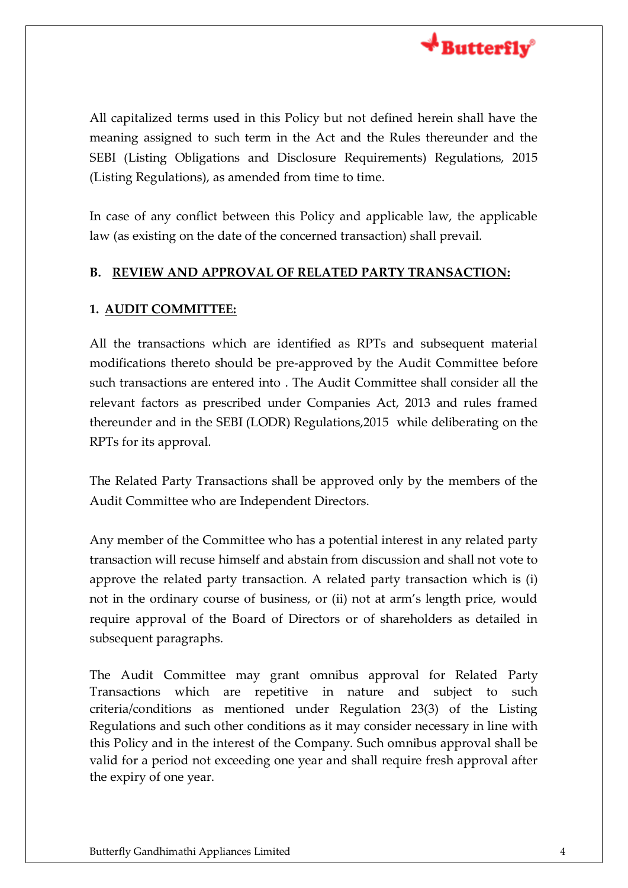All capitalized terms used in this Policy but not defined herein shall have the meaning assigned to such term in the Act and the Rules thereunder and the SEBI (Listing Obligations and Disclosure Requirements) Regulations, 2015 (Listing Regulations), as amended from time to time.

In case of any conflict between this Policy and applicable law, the applicable law (as existing on the date of the concerned transaction) shall prevail.

## B. REVIEW AND APPROVAL OF RELATED PARTY TRANSACTION:

### 1. AUDIT COMMITTEE:

All the transactions which are identified as RPTs and subsequent material modifications thereto should be pre-approved by the Audit Committee before such transactions are entered into . The Audit Committee shall consider all the relevant factors as prescribed under Companies Act, 2013 and rules framed thereunder and in the SEBI (LODR) Regulations,2015 while deliberating on the RPTs for its approval.

The Related Party Transactions shall be approved only by the members of the Audit Committee who are Independent Directors.

Any member of the Committee who has a potential interest in any related party transaction will recuse himself and abstain from discussion and shall not vote to approve the related party transaction. A related party transaction which is (i) not in the ordinary course of business, or (ii) not at arm's length price, would require approval of the Board of Directors or of shareholders as detailed in subsequent paragraphs.

The Audit Committee may grant omnibus approval for Related Party Transactions which are repetitive in nature and subject to such criteria/conditions as mentioned under Regulation 23(3) of the Listing Regulations and such other conditions as it may consider necessary in line with this Policy and in the interest of the Company. Such omnibus approval shall be valid for a period not exceeding one year and shall require fresh approval after the expiry of one year.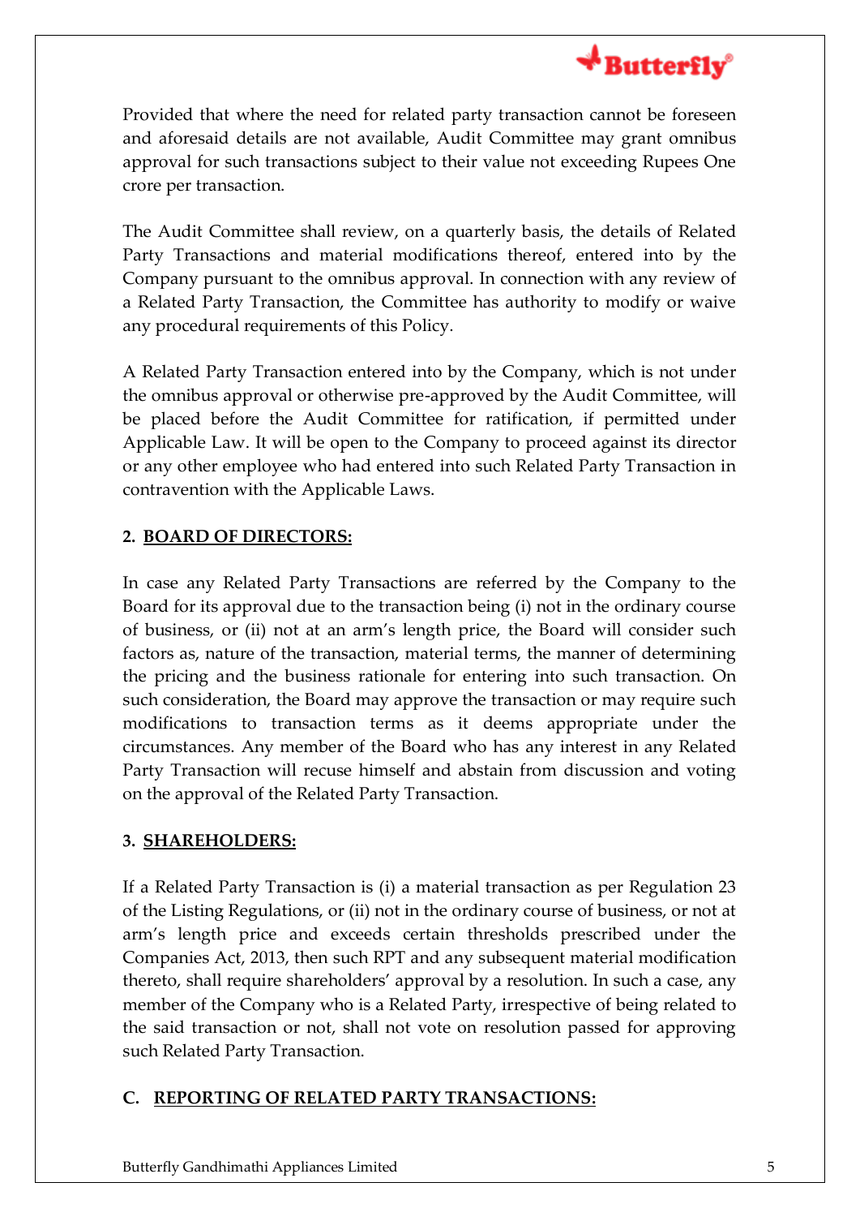Provided that where the need for related party transaction cannot be foreseen and aforesaid details are not available, Audit Committee may grant omnibus approval for such transactions subject to their value not exceeding Rupees One crore per transaction.

The Audit Committee shall review, on a quarterly basis, the details of Related Party Transactions and material modifications thereof, entered into by the Company pursuant to the omnibus approval. In connection with any review of a Related Party Transaction, the Committee has authority to modify or waive any procedural requirements of this Policy.

A Related Party Transaction entered into by the Company, which is not under the omnibus approval or otherwise pre-approved by the Audit Committee, will be placed before the Audit Committee for ratification, if permitted under Applicable Law. It will be open to the Company to proceed against its director or any other employee who had entered into such Related Party Transaction in contravention with the Applicable Laws.

### 2. <u>BOARD OF DIRECTORS:</u>

In case any Related Party Transactions are referred by the Company to the Board for its approval due to the transaction being (i) not in the ordinary course of business, or (ii) not at an arm's length price, the Board will consider such factors as, nature of the transaction, material terms, the manner of determining the pricing and the business rationale for entering into such transaction. On such consideration, the Board may approve the transaction or may require such modifications to transaction terms as it deems appropriate under the circumstances. Any member of the Board who has any interest in any Related Party Transaction will recuse himself and abstain from discussion and voting on the approval of the Related Party Transaction.

### 3. <u>SHAREHOLDERS:</u>

If a Related Party Transaction is (i) a material transaction as per Regulation 23 of the Listing Regulations, or (ii) not in the ordinary course of business, or not at arm's length price and exceeds certain thresholds prescribed under the Companies Act, 2013, then such RPT and any subsequent material modification thereto, shall require shareholders' approval by a resolution. In such a case, any member of the Company who is a Related Party, irrespective of being related to the said transaction or not, shall not vote on resolution passed for approving such Related Party Transaction.

## C. <u>REPORTING OF RELATED PARTY TRANSACTIONS:</u>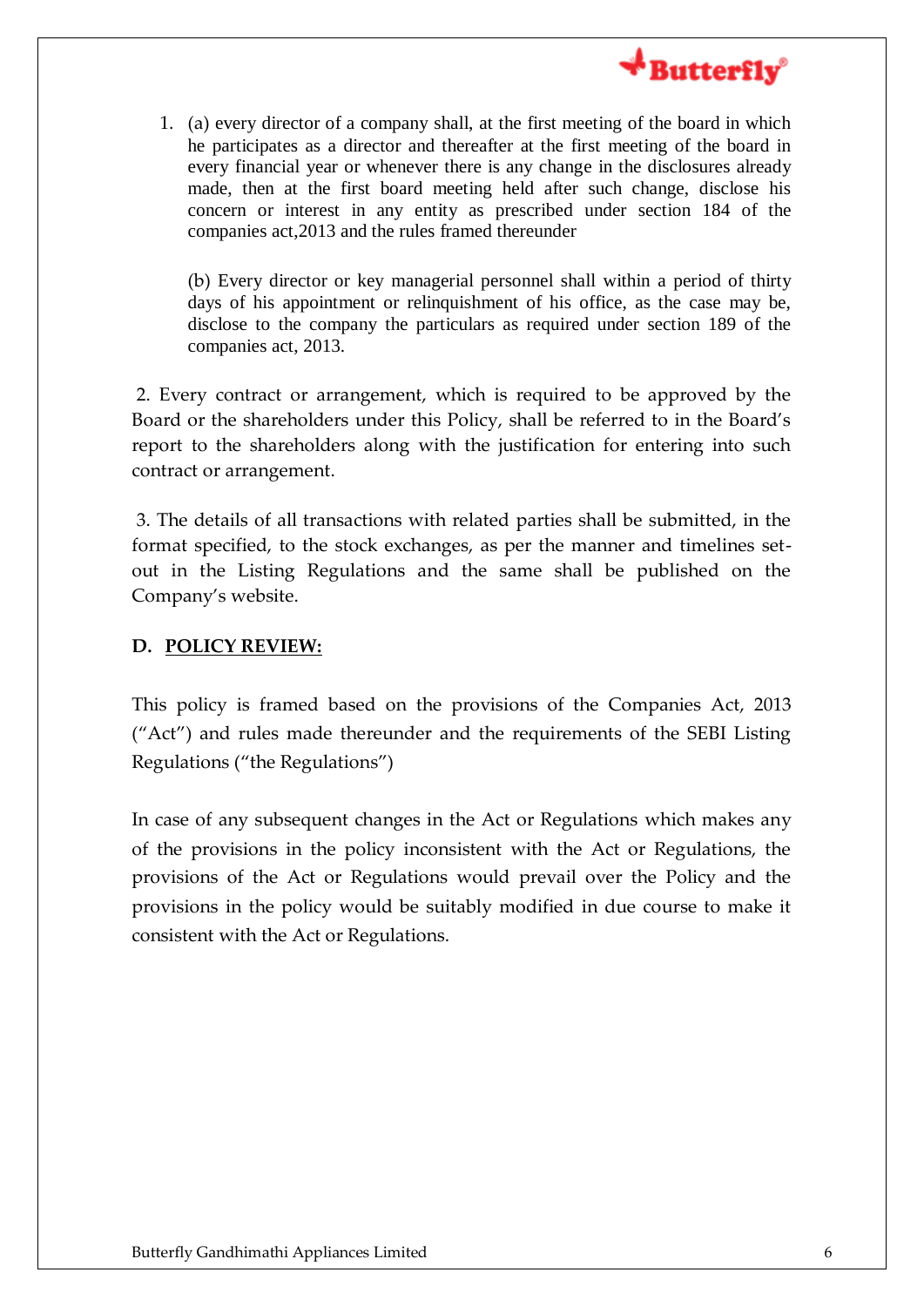1. (a) every director of a company shall, at the first meeting of the board in which he participates as a director and thereafter at the first meeting of the board in every financial year or whenever there is any change in the disclosures already made, then at the first board meeting held after such change, disclose his concern or interest in any entity as prescribed under section 184 of the companies act,2013 and the rules framed thereunder

   (b) Every director or key managerial personnel shall within a period of thirty days of his appointment or relinquishment of his office, as the case may be, disclose to the company the particulars as required under section 189 of the companies act, 2013.

2. Every contract or arrangement, which is required to be approved by the Board or the shareholders under this Policy, shall be referred to in the Board's report to the shareholders along with the justification for entering into such contract or arrangement.

3. The details of all transactions with related parties shall be submitted, in the format specified, to the stock exchanges, as per the manner and timelines set-out in the Listing Regulations and the same shall be published on the Company's website.

## D. POLICY REVIEW:

This policy is framed based on the provisions of the Companies Act, 2013 ("Act") and rules made thereunder and the requirements of the SEBI Listing Regulations ("the Regulations")

In case of any subsequent changes in the Act or Regulations which makes any of the provisions in the policy inconsistent with the Act or Regulations, the provisions of the Act or Regulations would prevail over the Policy and the provisions in the policy would be suitably modified in due course to make it consistent with the Act or Regulations.